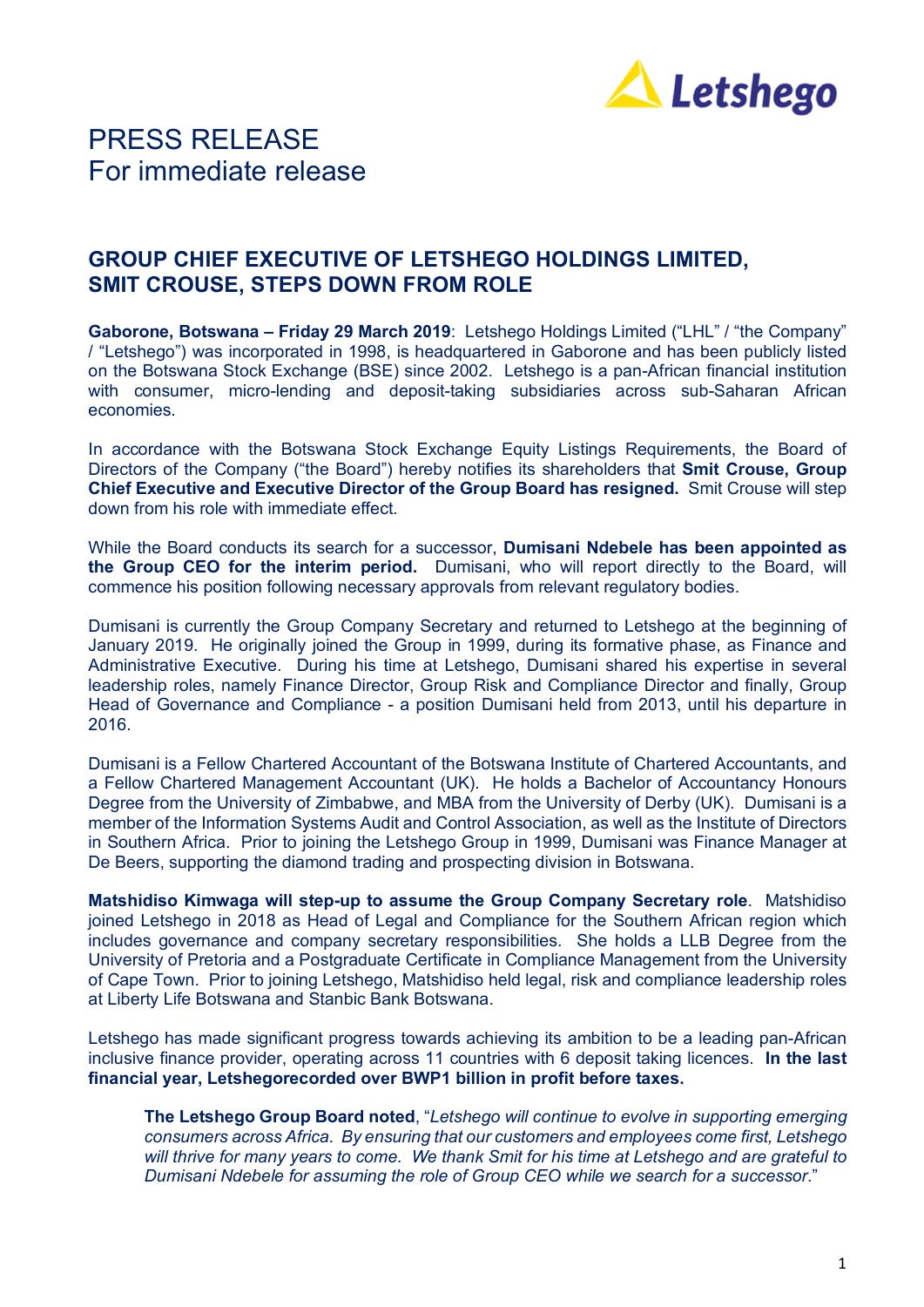Letshego

# PRESS RELEASE
For immediate release

## GROUP CHIEF EXECUTIVE OF LETSHEGO HOLDINGS LIMITED, SMIT CROUSE, STEPS DOWN FROM ROLE

**Gaborone, Botswana – Friday 29 March 2019**: Letshego Holdings Limited ("LHL" / "the Company" / "Letshego") was incorporated in 1998, is headquartered in Gaborone and has been publicly listed on the Botswana Stock Exchange (BSE) since 2002. Letshego is a pan-African financial institution with consumer, micro-lending and deposit-taking subsidiaries across sub-Saharan African economies.

In accordance with the Botswana Stock Exchange Equity Listings Requirements, the Board of Directors of the Company ("the Board") hereby notifies its shareholders that **Smit Crouse, Group Chief Executive and Executive Director of the Group Board has resigned.** Smit Crouse will step down from his role with immediate effect.

While the Board conducts its search for a successor, **Dumisani Ndebele has been appointed as the Group CEO for the interim period.** Dumisani, who will report directly to the Board, will commence his position following necessary approvals from relevant regulatory bodies.

Dumisani is currently the Group Company Secretary and returned to Letshego at the beginning of January 2019. He originally joined the Group in 1999, during its formative phase, as Finance and Administrative Executive. During his time at Letshego, Dumisani shared his expertise in several leadership roles, namely Finance Director, Group Risk and Compliance Director and finally, Group Head of Governance and Compliance - a position Dumisani held from 2013, until his departure in 2016.

Dumisani is a Fellow Chartered Accountant of the Botswana Institute of Chartered Accountants, and a Fellow Chartered Management Accountant (UK). He holds a Bachelor of Accountancy Honours Degree from the University of Zimbabwe, and MBA from the University of Derby (UK). Dumisani is a member of the Information Systems Audit and Control Association, as well as the Institute of Directors in Southern Africa. Prior to joining the Letshego Group in 1999, Dumisani was Finance Manager at De Beers, supporting the diamond trading and prospecting division in Botswana.

**Matshidiso Kimwaga will step-up to assume the Group Company Secretary role**. Matshidiso joined Letshego in 2018 as Head of Legal and Compliance for the Southern African region which includes governance and company secretary responsibilities. She holds a LLB Degree from the University of Pretoria and a Postgraduate Certificate in Compliance Management from the University of Cape Town. Prior to joining Letshego, Matshidiso held legal, risk and compliance leadership roles at Liberty Life Botswana and Stanbic Bank Botswana.

Letshego has made significant progress towards achieving its ambition to be a leading pan-African inclusive finance provider, operating across 11 countries with 6 deposit taking licences. **In the last financial year, Letshegorecorded over BWP1 billion in profit before taxes.**

> **The Letshego Group Board noted**, "*Letshego will continue to evolve in supporting emerging consumers across Africa. By ensuring that our customers and employees come first, Letshego will thrive for many years to come. We thank Smit for his time at Letshego and are grateful to Dumisani Ndebele for assuming the role of Group CEO while we search for a successor*."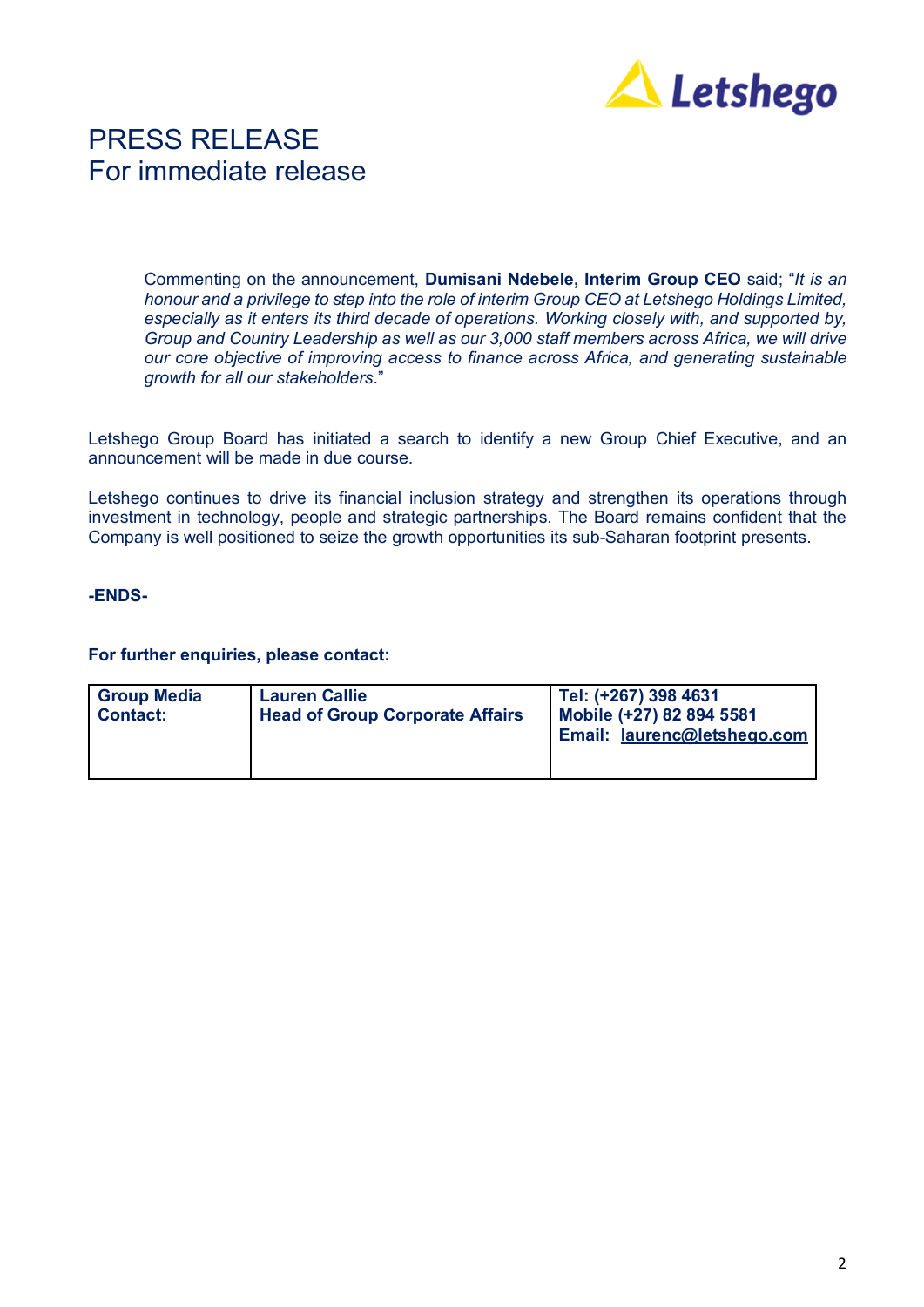# PRESS RELEASE
For immediate release

Commenting on the announcement, **Dumisani Ndebele, Interim Group CEO** said; "*It is an honour and a privilege to step into the role of interim Group CEO at Letshego Holdings Limited, especially as it enters its third decade of operations. Working closely with, and supported by, Group and Country Leadership as well as our 3,000 staff members across Africa, we will drive our core objective of improving access to finance across Africa, and generating sustainable growth for all our stakeholders*."

Letshego Group Board has initiated a search to identify a new Group Chief Executive, and an announcement will be made in due course.

Letshego continues to drive its financial inclusion strategy and strengthen its operations through investment in technology, people and strategic partnerships. The Board remains confident that the Company is well positioned to seize the growth opportunities its sub-Saharan footprint presents.

**-ENDS-**

**For further enquiries, please contact:**

| | | |
|---|---|---|
| **Group Media Contact:** | **Lauren Callie**<br>**Head of Group Corporate Affairs** | **Tel: (+267) 398 4631**<br>**Mobile (+27) 82 894 5581**<br>**Email: laurenc@letshego.com** |